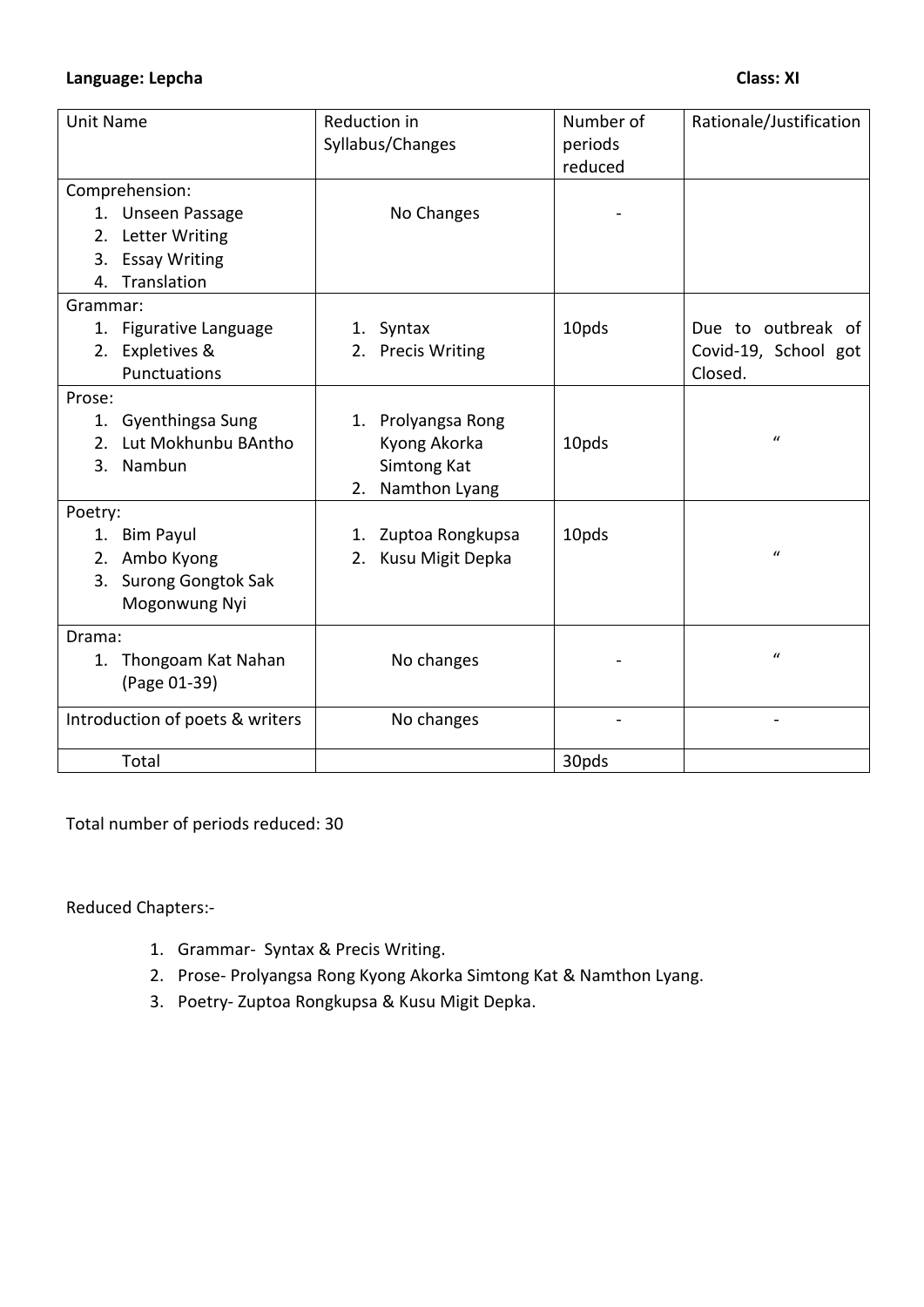**Language: Lepcha** **Class: XI**

| Unit Name | Reduction in Syllabus/Changes | Number of periods reduced | Rationale/Justification |
|---|---|---|---|
| Comprehension:<br>1. Unseen Passage<br>2. Letter Writing<br>3. Essay Writing<br>4. Translation | No Changes | - | |
| Grammar:<br>1. Figurative Language<br>2. Expletives & Punctuations | 1. Syntax<br>2. Precis Writing | 10pds | Due to outbreak of Covid-19, School got Closed. |
| Prose:<br>1. Gyenthingsa Sung<br>2. Lut Mokhunbu BAntho<br>3. Nambun | 1. Prolyangsa Rong Kyong Akorka Simtong Kat<br>2. Namthon Lyang | 10pds | " |
| Poetry:<br>1. Bim Payul<br>2. Ambo Kyong<br>3. Surong Gongtok Sak Mogonwung Nyi | 1. Zuptoa Rongkupsa<br>2. Kusu Migit Depka | 10pds | " |
| Drama:<br>1. Thongoam Kat Nahan (Page 01-39) | No changes | - | " |
| Introduction of poets & writers | No changes | - | - |
| Total | | 30pds | |

Total number of periods reduced: 30

Reduced Chapters:-

1. Grammar- Syntax & Precis Writing.
2. Prose- Prolyangsa Rong Kyong Akorka Simtong Kat & Namthon Lyang.
3. Poetry- Zuptoa Rongkupsa & Kusu Migit Depka.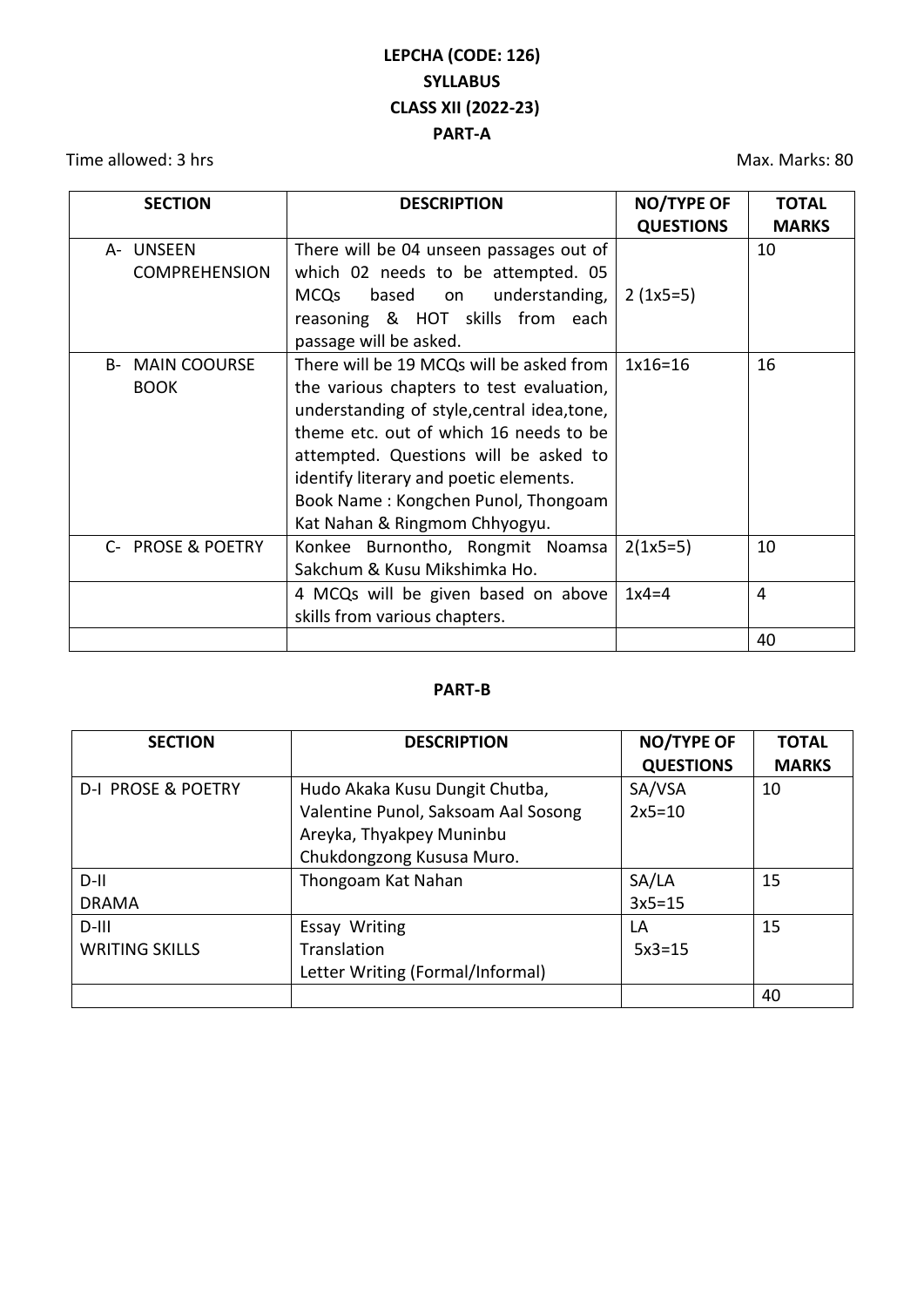**LEPCHA (CODE: 126)**
**SYLLABUS**
**CLASS XII (2022-23)**
**PART-A**

Time allowed: 3 hrs Max. Marks: 80

| SECTION | DESCRIPTION | NO/TYPE OF QUESTIONS | TOTAL MARKS |
|---|---|---|---|
| A- UNSEEN COMPREHENSION | There will be 04 unseen passages out of which 02 needs to be attempted. 05 MCQs based on understanding, reasoning & HOT skills from each passage will be asked. | 2 (1x5=5) | 10 |
| B- MAIN COOURSE BOOK | There will be 19 MCQs will be asked from the various chapters to test evaluation, understanding of style,central idea,tone, theme etc. out of which 16 needs to be attempted. Questions will be asked to identify literary and poetic elements. Book Name : Kongchen Punol, Thongoam Kat Nahan & Ringmom Chhyogyu. | 1x16=16 | 16 |
| C- PROSE & POETRY | Konkee Burnontho, Rongmit Noamsa Sakchum & Kusu Mikshimka Ho. | 2(1x5=5) | 10 |
| | 4 MCQs will be given based on above skills from various chapters. | 1x4=4 | 4 |
| | | | 40 |

**PART-B**

| SECTION | DESCRIPTION | NO/TYPE OF QUESTIONS | TOTAL MARKS |
|---|---|---|---|
| D-I PROSE & POETRY | Hudo Akaka Kusu Dungit Chutba, Valentine Punol, Saksoam Aal Sosong Areyka, Thyakpey Muninbu Chukdongzong Kususa Muro. | SA/VSA 2x5=10 | 10 |
| D-II DRAMA | Thongoam Kat Nahan | SA/LA 3x5=15 | 15 |
| D-III WRITING SKILLS | Essay Writing<br>Translation<br>Letter Writing (Formal/Informal) | LA 5x3=15 | 15 |
| | | | 40 |